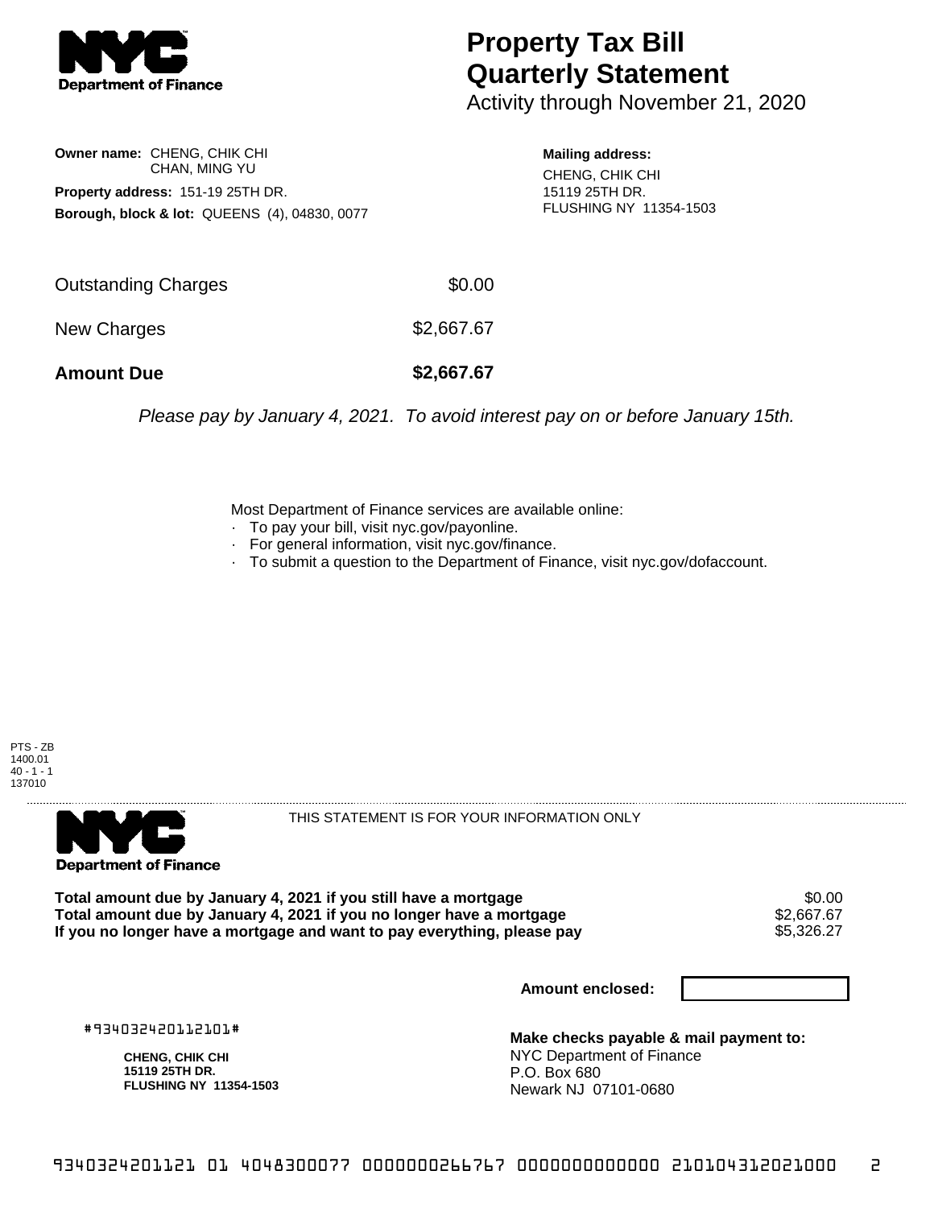# Property Tax Bill Quarterly Statement

Activity through November 21, 2020

**Owner name:** CHENG, CHIK CHI
CHAN, MING YU

**Property address:** 151-19 25TH DR.

**Borough, block & lot:** QUEENS (4), 04830, 0077

**Mailing address:**
CHENG, CHIK CHI
15119 25TH DR.
FLUSHING NY 11354-1503

| | |
|---|---|
| Outstanding Charges | $0.00 |
| New Charges | $2,667.67 |
| **Amount Due** | **$2,667.67** |

*Please pay by January 4, 2021. To avoid interest pay on or before January 15th.*

Most Department of Finance services are available online:

- To pay your bill, visit nyc.gov/payonline.
- For general information, visit nyc.gov/finance.
- To submit a question to the Department of Finance, visit nyc.gov/dofaccount.

PTS - ZB
1400.01
40 - 1 - 1
137010

THIS STATEMENT IS FOR YOUR INFORMATION ONLY

| | |
|---|---|
| **Total amount due by January 4, 2021 if you still have a mortgage** | $0.00 |
| **Total amount due by January 4, 2021 if you no longer have a mortgage** | $2,667.67 |
| **If you no longer have a mortgage and want to pay everything, please pay** | $5,326.27 |

**Amount enclosed:**

#934032420112101#

**CHENG, CHIK CHI**
**15119 25TH DR.**
**FLUSHING NY 11354-1503**

**Make checks payable & mail payment to:**
NYC Department of Finance
P.O. Box 680
Newark NJ 07101-0680

9340324201121 01 4048300077 0000000266767 0000000000000 210104312021000 2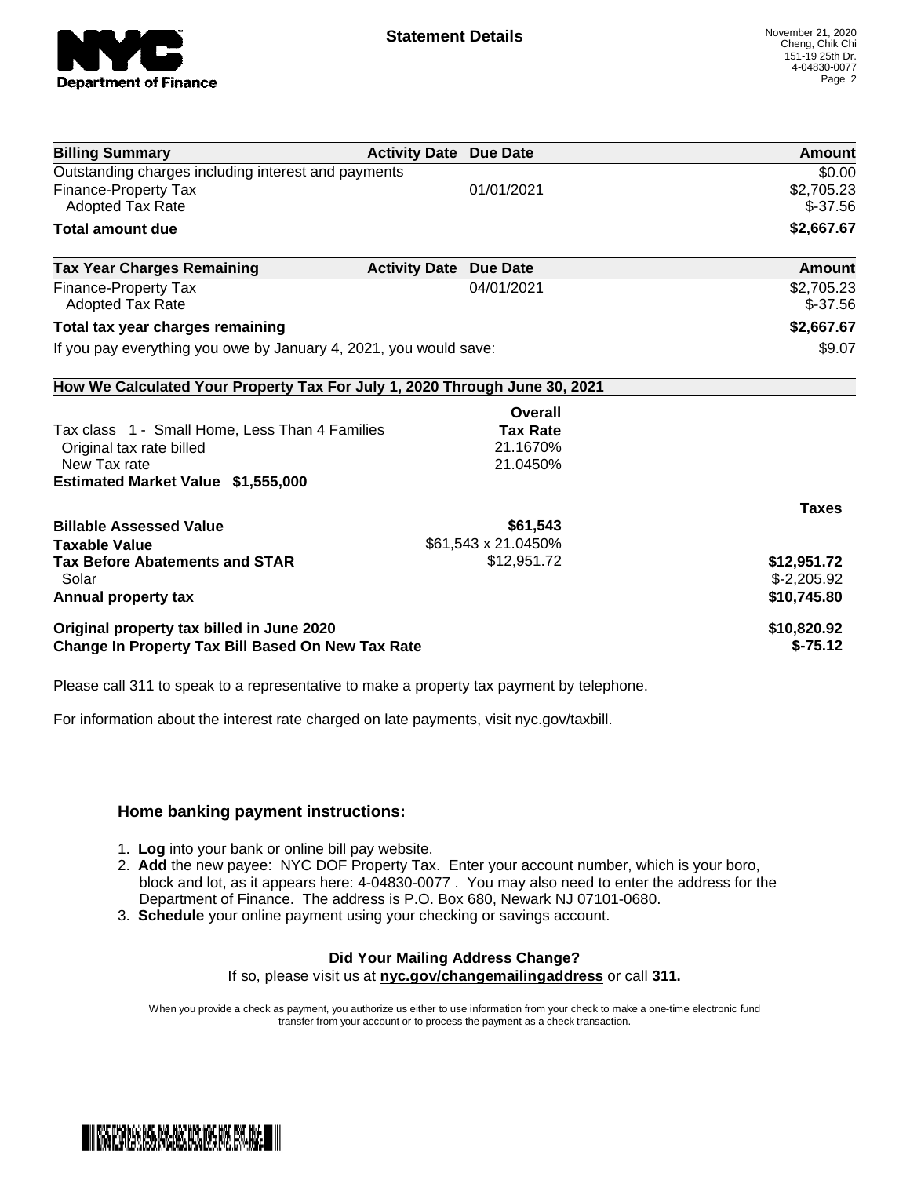**Statement Details**

November 21, 2020
Cheng, Chik Chi
151-19 25th Dr.
4-04830-0077

| Billing Summary | Activity Date | Due Date | Amount |
|---|---|---|---|
| Outstanding charges including interest and payments | | | $0.00 |
| Finance-Property Tax | | 01/01/2021 | $2,705.23 |
| Adopted Tax Rate | | | $-37.56 |
| **Total amount due** | | | **$2,667.67** |

| Tax Year Charges Remaining | Activity Date | Due Date | Amount |
|---|---|---|---|
| Finance-Property Tax | | 04/01/2021 | $2,705.23 |
| Adopted Tax Rate | | | $-37.56 |
| **Total tax year charges remaining** | | | **$2,667.67** |
| If you pay everything you owe by January 4, 2021, you would save: | | | $9.07 |

**How We Calculated Your Property Tax For July 1, 2020 Through June 30, 2021**

| | Overall Tax Rate | Taxes |
|---|---|---|
| Tax class 1 - Small Home, Less Than 4 Families | | |
| Original tax rate billed | 21.1670% | |
| New Tax rate | 21.0450% | |
| **Estimated Market Value $1,555,000** | | |
| **Billable Assessed Value** | **$61,543** | |
| **Taxable Value** | $61,543 x 21.0450% | |
| **Tax Before Abatements and STAR** | $12,951.72 | **$12,951.72** |
| Solar | | $-2,205.92 |
| **Annual property tax** | | **$10,745.80** |
| **Original property tax billed in June 2020** | | **$10,820.92** |
| **Change In Property Tax Bill Based On New Tax Rate** | | **$-75.12** |

Please call 311 to speak to a representative to make a property tax payment by telephone.

For information about the interest rate charged on late payments, visit nyc.gov/taxbill.

## Home banking payment instructions:

1. **Log** into your bank or online bill pay website.
2. **Add** the new payee: NYC DOF Property Tax. Enter your account number, which is your boro, block and lot, as it appears here: 4-04830-0077 . You may also need to enter the address for the Department of Finance. The address is P.O. Box 680, Newark NJ 07101-0680.
3. **Schedule** your online payment using your checking or savings account.

**Did Your Mailing Address Change?**
If so, please visit us at **nyc.gov/changemailingaddress** or call **311.**

When you provide a check as payment, you authorize us either to use information from your check to make a one-time electronic fund transfer from your account or to process the payment as a check transaction.